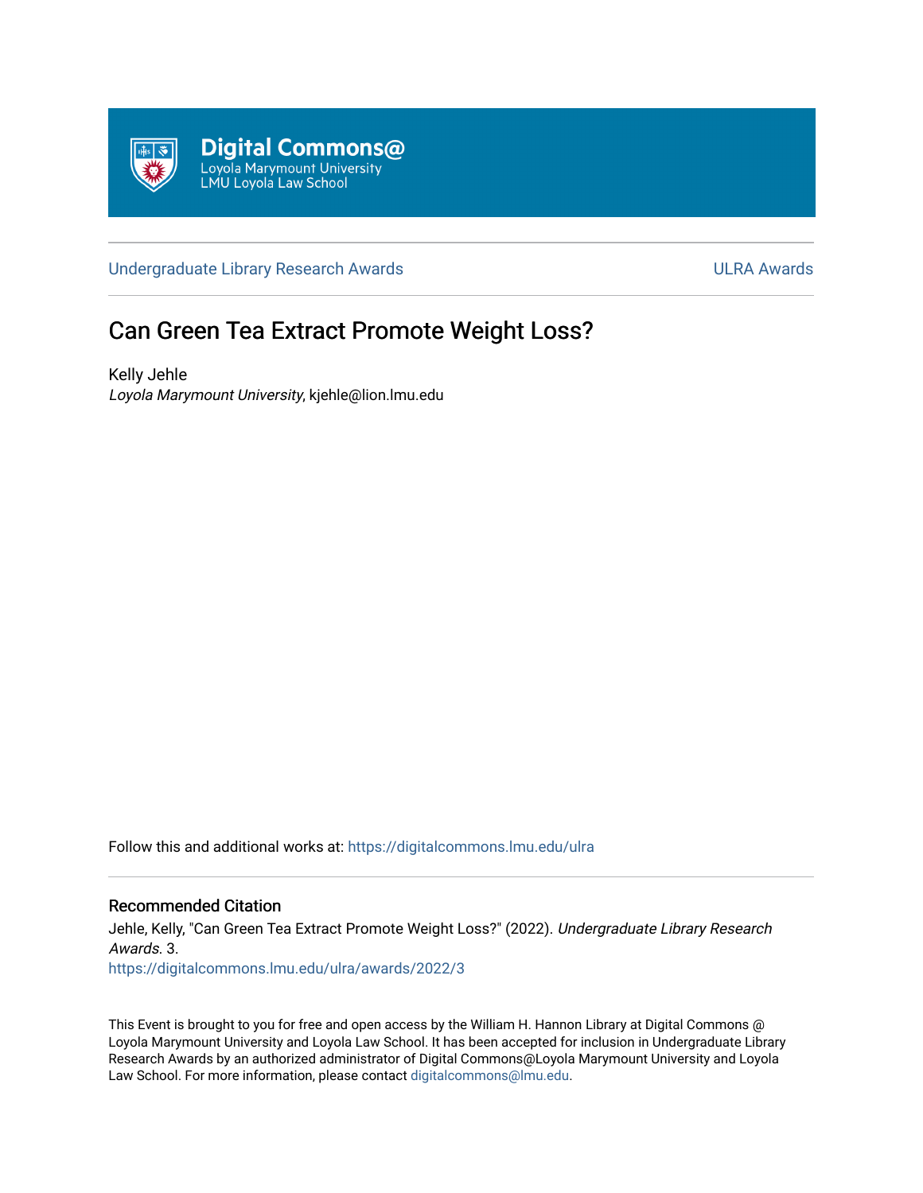Digital Commons@
Loyola Marymount University
LMU Loyola Law School

Undergraduate Library Research Awards | ULRA Awards

# Can Green Tea Extract Promote Weight Loss?

Kelly Jehle
*Loyola Marymount University*, kjehle@lion.lmu.edu

Follow this and additional works at: https://digitalcommons.lmu.edu/ulra

## Recommended Citation

Jehle, Kelly, "Can Green Tea Extract Promote Weight Loss?" (2022). *Undergraduate Library Research Awards*. 3.
https://digitalcommons.lmu.edu/ulra/awards/2022/3

This Event is brought to you for free and open access by the William H. Hannon Library at Digital Commons @ Loyola Marymount University and Loyola Law School. It has been accepted for inclusion in Undergraduate Library Research Awards by an authorized administrator of Digital Commons@Loyola Marymount University and Loyola Law School. For more information, please contact digitalcommons@lmu.edu.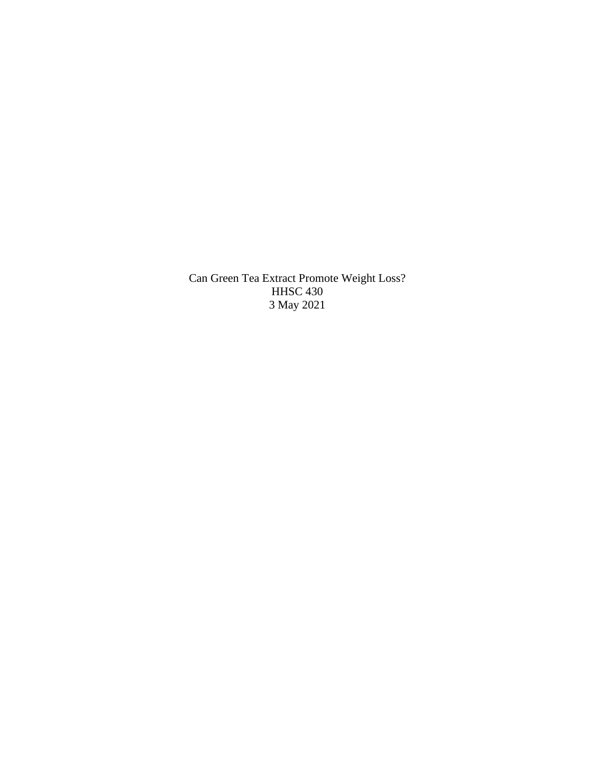Can Green Tea Extract Promote Weight Loss?

HHSC 430

3 May 2021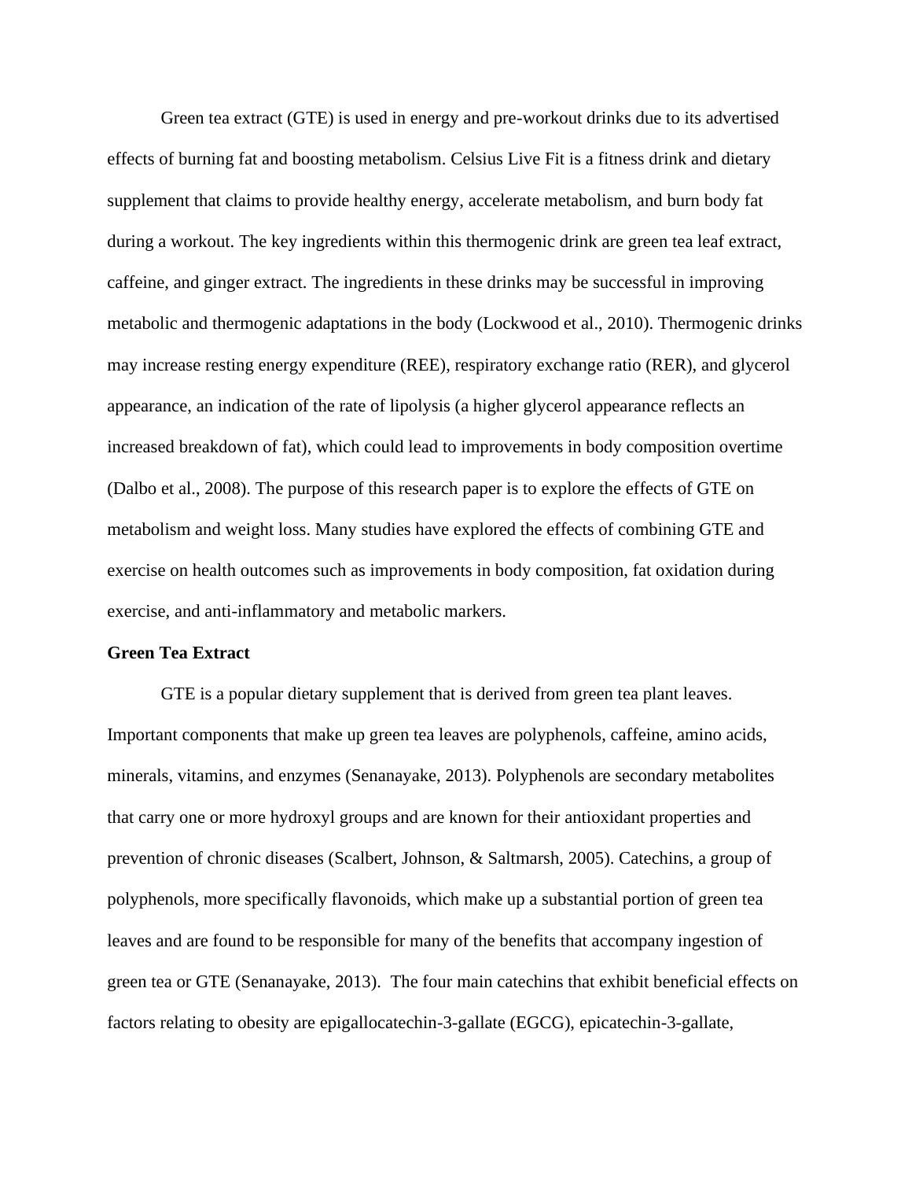Green tea extract (GTE) is used in energy and pre-workout drinks due to its advertised effects of burning fat and boosting metabolism. Celsius Live Fit is a fitness drink and dietary supplement that claims to provide healthy energy, accelerate metabolism, and burn body fat during a workout. The key ingredients within this thermogenic drink are green tea leaf extract, caffeine, and ginger extract. The ingredients in these drinks may be successful in improving metabolic and thermogenic adaptations in the body (Lockwood et al., 2010). Thermogenic drinks may increase resting energy expenditure (REE), respiratory exchange ratio (RER), and glycerol appearance, an indication of the rate of lipolysis (a higher glycerol appearance reflects an increased breakdown of fat), which could lead to improvements in body composition overtime (Dalbo et al., 2008). The purpose of this research paper is to explore the effects of GTE on metabolism and weight loss. Many studies have explored the effects of combining GTE and exercise on health outcomes such as improvements in body composition, fat oxidation during exercise, and anti-inflammatory and metabolic markers.

**Green Tea Extract**

GTE is a popular dietary supplement that is derived from green tea plant leaves. Important components that make up green tea leaves are polyphenols, caffeine, amino acids, minerals, vitamins, and enzymes (Senanayake, 2013). Polyphenols are secondary metabolites that carry one or more hydroxyl groups and are known for their antioxidant properties and prevention of chronic diseases (Scalbert, Johnson, & Saltmarsh, 2005). Catechins, a group of polyphenols, more specifically flavonoids, which make up a substantial portion of green tea leaves and are found to be responsible for many of the benefits that accompany ingestion of green tea or GTE (Senanayake, 2013). The four main catechins that exhibit beneficial effects on factors relating to obesity are epigallocatechin-3-gallate (EGCG), epicatechin-3-gallate,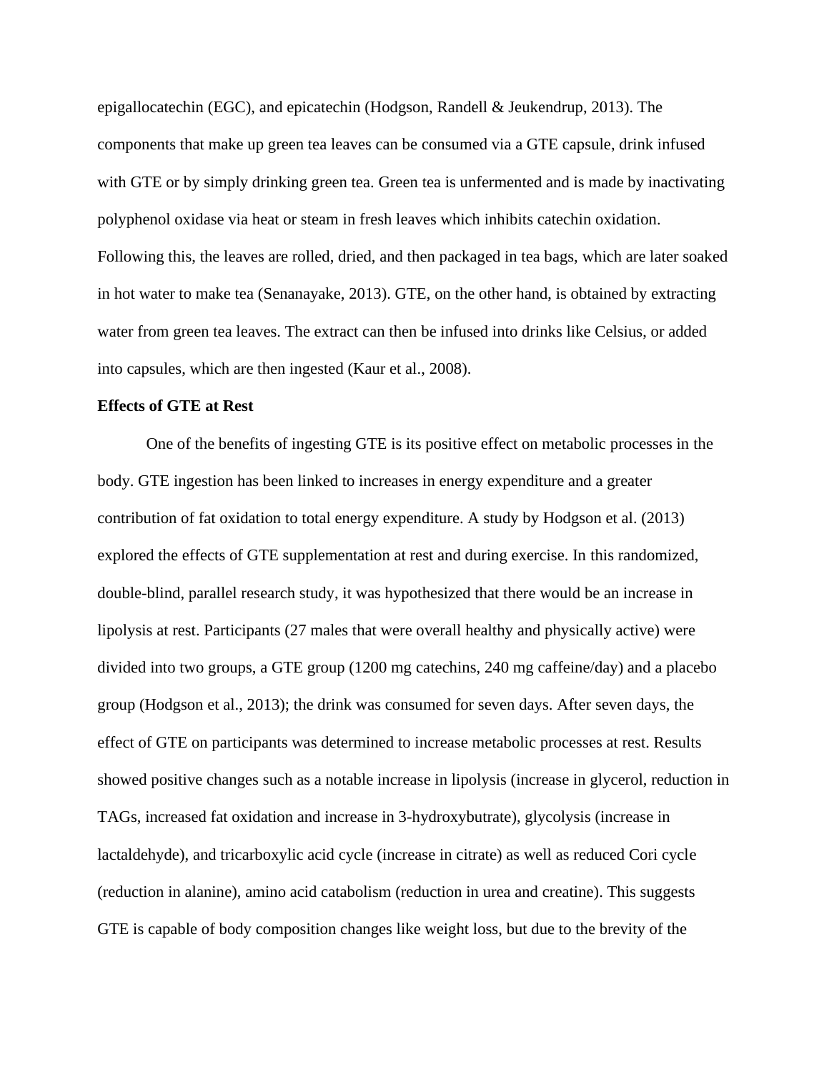epigallocatechin (EGC), and epicatechin (Hodgson, Randell & Jeukendrup, 2013). The components that make up green tea leaves can be consumed via a GTE capsule, drink infused with GTE or by simply drinking green tea. Green tea is unfermented and is made by inactivating polyphenol oxidase via heat or steam in fresh leaves which inhibits catechin oxidation. Following this, the leaves are rolled, dried, and then packaged in tea bags, which are later soaked in hot water to make tea (Senanayake, 2013). GTE, on the other hand, is obtained by extracting water from green tea leaves. The extract can then be infused into drinks like Celsius, or added into capsules, which are then ingested (Kaur et al., 2008).

**Effects of GTE at Rest**

One of the benefits of ingesting GTE is its positive effect on metabolic processes in the body. GTE ingestion has been linked to increases in energy expenditure and a greater contribution of fat oxidation to total energy expenditure. A study by Hodgson et al. (2013) explored the effects of GTE supplementation at rest and during exercise. In this randomized, double-blind, parallel research study, it was hypothesized that there would be an increase in lipolysis at rest. Participants (27 males that were overall healthy and physically active) were divided into two groups, a GTE group (1200 mg catechins, 240 mg caffeine/day) and a placebo group (Hodgson et al., 2013); the drink was consumed for seven days. After seven days, the effect of GTE on participants was determined to increase metabolic processes at rest. Results showed positive changes such as a notable increase in lipolysis (increase in glycerol, reduction in TAGs, increased fat oxidation and increase in 3-hydroxybutrate), glycolysis (increase in lactaldehyde), and tricarboxylic acid cycle (increase in citrate) as well as reduced Cori cycle (reduction in alanine), amino acid catabolism (reduction in urea and creatine). This suggests GTE is capable of body composition changes like weight loss, but due to the brevity of the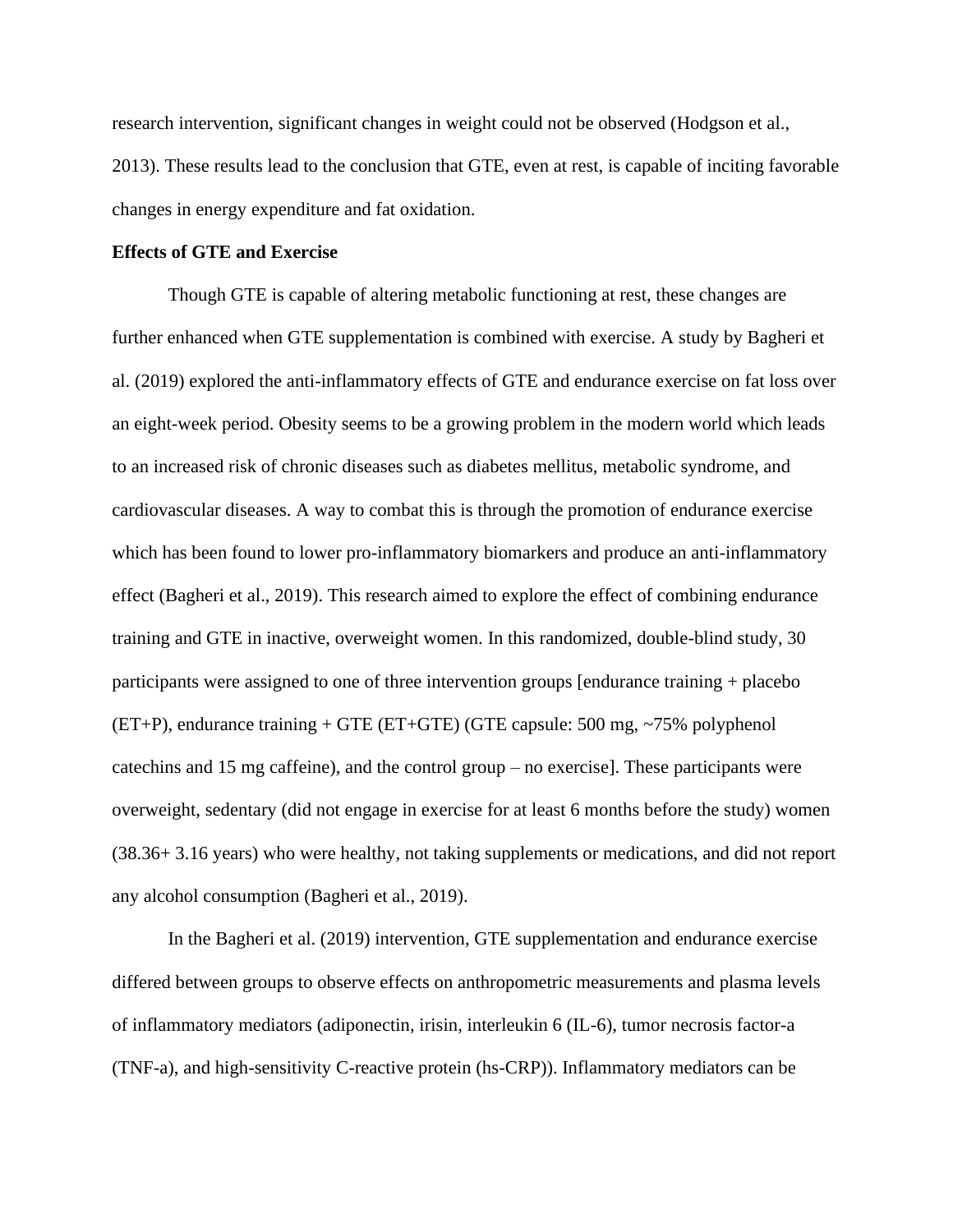research intervention, significant changes in weight could not be observed (Hodgson et al., 2013). These results lead to the conclusion that GTE, even at rest, is capable of inciting favorable changes in energy expenditure and fat oxidation.

**Effects of GTE and Exercise**

Though GTE is capable of altering metabolic functioning at rest, these changes are further enhanced when GTE supplementation is combined with exercise. A study by Bagheri et al. (2019) explored the anti-inflammatory effects of GTE and endurance exercise on fat loss over an eight-week period. Obesity seems to be a growing problem in the modern world which leads to an increased risk of chronic diseases such as diabetes mellitus, metabolic syndrome, and cardiovascular diseases. A way to combat this is through the promotion of endurance exercise which has been found to lower pro-inflammatory biomarkers and produce an anti-inflammatory effect (Bagheri et al., 2019). This research aimed to explore the effect of combining endurance training and GTE in inactive, overweight women. In this randomized, double-blind study, 30 participants were assigned to one of three intervention groups [endurance training + placebo (ET+P), endurance training + GTE (ET+GTE) (GTE capsule: 500 mg, ~75% polyphenol catechins and 15 mg caffeine), and the control group – no exercise]. These participants were overweight, sedentary (did not engage in exercise for at least 6 months before the study) women (38.36+ 3.16 years) who were healthy, not taking supplements or medications, and did not report any alcohol consumption (Bagheri et al., 2019).

In the Bagheri et al. (2019) intervention, GTE supplementation and endurance exercise differed between groups to observe effects on anthropometric measurements and plasma levels of inflammatory mediators (adiponectin, irisin, interleukin 6 (IL-6), tumor necrosis factor-a (TNF-a), and high-sensitivity C-reactive protein (hs-CRP)). Inflammatory mediators can be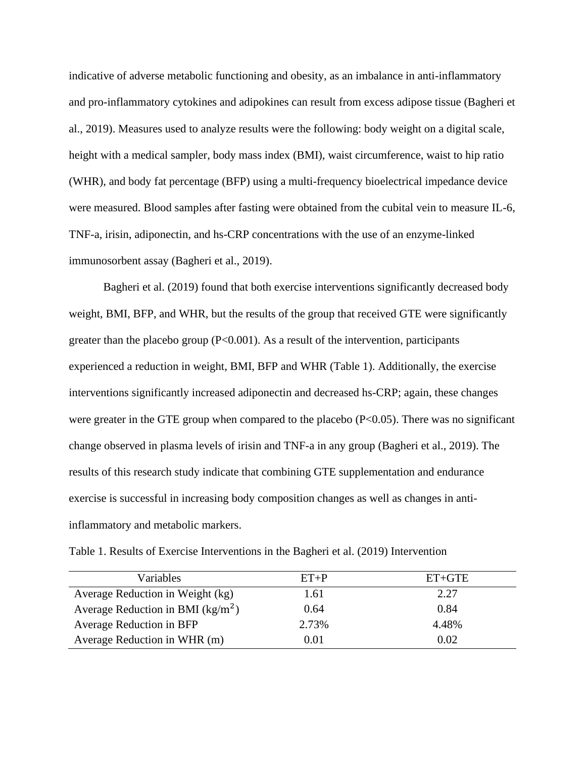indicative of adverse metabolic functioning and obesity, as an imbalance in anti-inflammatory and pro-inflammatory cytokines and adipokines can result from excess adipose tissue (Bagheri et al., 2019). Measures used to analyze results were the following: body weight on a digital scale, height with a medical sampler, body mass index (BMI), waist circumference, waist to hip ratio (WHR), and body fat percentage (BFP) using a multi-frequency bioelectrical impedance device were measured. Blood samples after fasting were obtained from the cubital vein to measure IL-6, TNF-a, irisin, adiponectin, and hs-CRP concentrations with the use of an enzyme-linked immunosorbent assay (Bagheri et al., 2019).

Bagheri et al. (2019) found that both exercise interventions significantly decreased body weight, BMI, BFP, and WHR, but the results of the group that received GTE were significantly greater than the placebo group ($P<0.001$). As a result of the intervention, participants experienced a reduction in weight, BMI, BFP and WHR (Table 1). Additionally, the exercise interventions significantly increased adiponectin and decreased hs-CRP; again, these changes were greater in the GTE group when compared to the placebo ($P<0.05$). There was no significant change observed in plasma levels of irisin and TNF-a in any group (Bagheri et al., 2019). The results of this research study indicate that combining GTE supplementation and endurance exercise is successful in increasing body composition changes as well as changes in anti-inflammatory and metabolic markers.

Table 1. Results of Exercise Interventions in the Bagheri et al. (2019) Intervention

| Variables | ET+P | ET+GTE |
| --- | --- | --- |
| Average Reduction in Weight (kg) | 1.61 | 2.27 |
| Average Reduction in BMI ($kg/m^2$) | 0.64 | 0.84 |
| Average Reduction in BFP | 2.73% | 4.48% |
| Average Reduction in WHR (m) | 0.01 | 0.02 |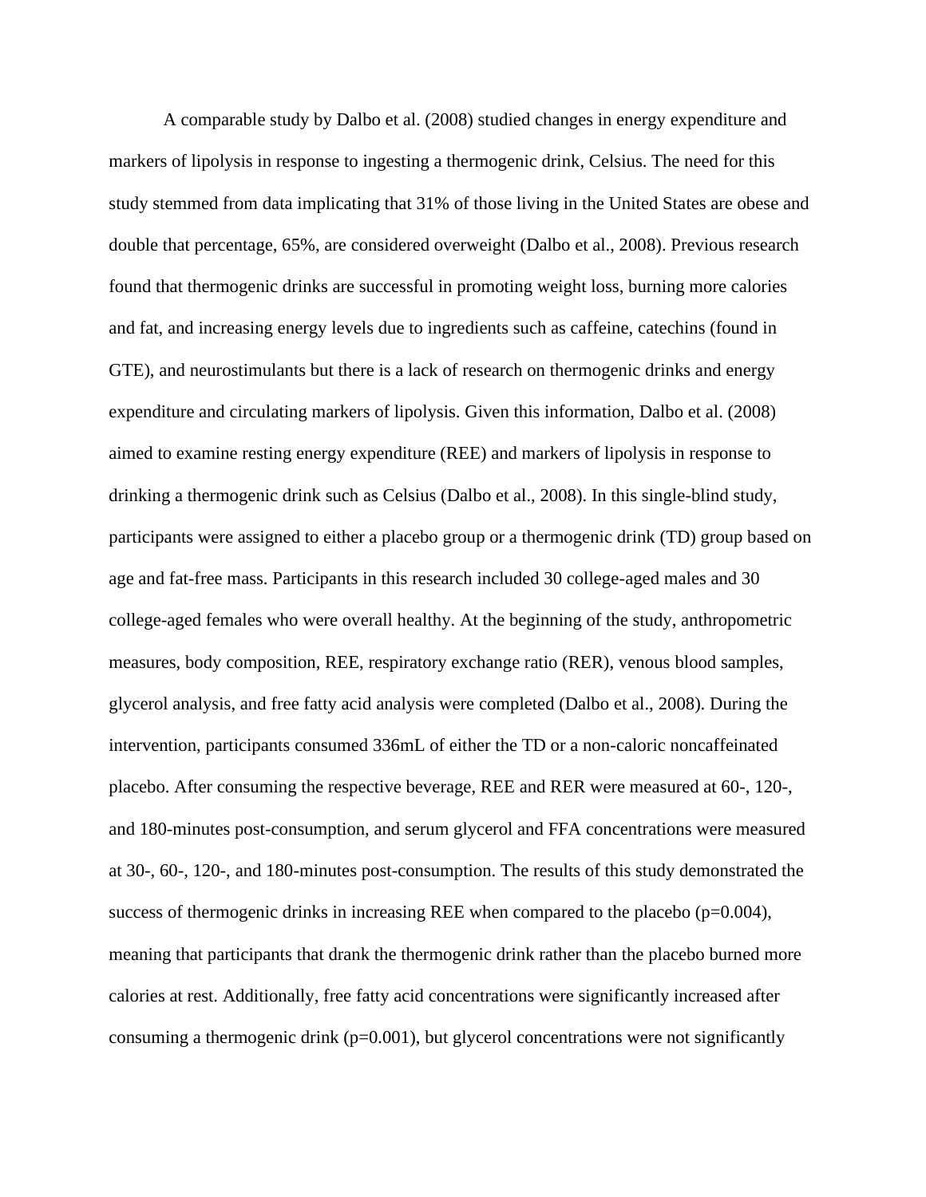A comparable study by Dalbo et al. (2008) studied changes in energy expenditure and markers of lipolysis in response to ingesting a thermogenic drink, Celsius. The need for this study stemmed from data implicating that 31% of those living in the United States are obese and double that percentage, 65%, are considered overweight (Dalbo et al., 2008). Previous research found that thermogenic drinks are successful in promoting weight loss, burning more calories and fat, and increasing energy levels due to ingredients such as caffeine, catechins (found in GTE), and neurostimulants but there is a lack of research on thermogenic drinks and energy expenditure and circulating markers of lipolysis. Given this information, Dalbo et al. (2008) aimed to examine resting energy expenditure (REE) and markers of lipolysis in response to drinking a thermogenic drink such as Celsius (Dalbo et al., 2008). In this single-blind study, participants were assigned to either a placebo group or a thermogenic drink (TD) group based on age and fat-free mass. Participants in this research included 30 college-aged males and 30 college-aged females who were overall healthy. At the beginning of the study, anthropometric measures, body composition, REE, respiratory exchange ratio (RER), venous blood samples, glycerol analysis, and free fatty acid analysis were completed (Dalbo et al., 2008). During the intervention, participants consumed 336mL of either the TD or a non-caloric noncaffeinated placebo. After consuming the respective beverage, REE and RER were measured at 60-, 120-, and 180-minutes post-consumption, and serum glycerol and FFA concentrations were measured at 30-, 60-, 120-, and 180-minutes post-consumption. The results of this study demonstrated the success of thermogenic drinks in increasing REE when compared to the placebo ($p=0.004$), meaning that participants that drank the thermogenic drink rather than the placebo burned more calories at rest. Additionally, free fatty acid concentrations were significantly increased after consuming a thermogenic drink ($p=0.001$), but glycerol concentrations were not significantly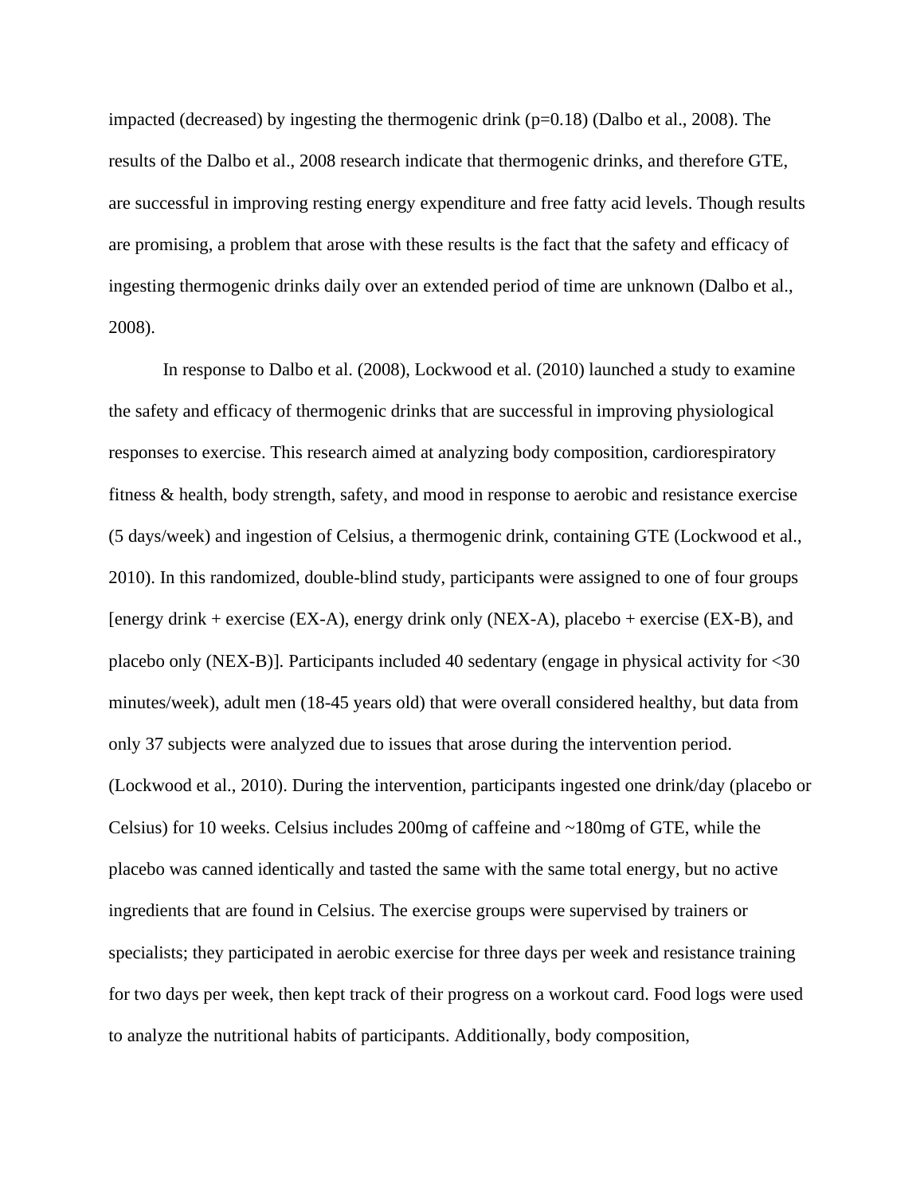impacted (decreased) by ingesting the thermogenic drink ($p=0.18$) (Dalbo et al., 2008). The results of the Dalbo et al., 2008 research indicate that thermogenic drinks, and therefore GTE, are successful in improving resting energy expenditure and free fatty acid levels. Though results are promising, a problem that arose with these results is the fact that the safety and efficacy of ingesting thermogenic drinks daily over an extended period of time are unknown (Dalbo et al., 2008).

In response to Dalbo et al. (2008), Lockwood et al. (2010) launched a study to examine the safety and efficacy of thermogenic drinks that are successful in improving physiological responses to exercise. This research aimed at analyzing body composition, cardiorespiratory fitness & health, body strength, safety, and mood in response to aerobic and resistance exercise (5 days/week) and ingestion of Celsius, a thermogenic drink, containing GTE (Lockwood et al., 2010). In this randomized, double-blind study, participants were assigned to one of four groups [energy drink + exercise (EX-A), energy drink only (NEX-A), placebo + exercise (EX-B), and placebo only (NEX-B)]. Participants included 40 sedentary (engage in physical activity for <30 minutes/week), adult men (18-45 years old) that were overall considered healthy, but data from only 37 subjects were analyzed due to issues that arose during the intervention period. (Lockwood et al., 2010). During the intervention, participants ingested one drink/day (placebo or Celsius) for 10 weeks. Celsius includes 200mg of caffeine and ~180mg of GTE, while the placebo was canned identically and tasted the same with the same total energy, but no active ingredients that are found in Celsius. The exercise groups were supervised by trainers or specialists; they participated in aerobic exercise for three days per week and resistance training for two days per week, then kept track of their progress on a workout card. Food logs were used to analyze the nutritional habits of participants. Additionally, body composition,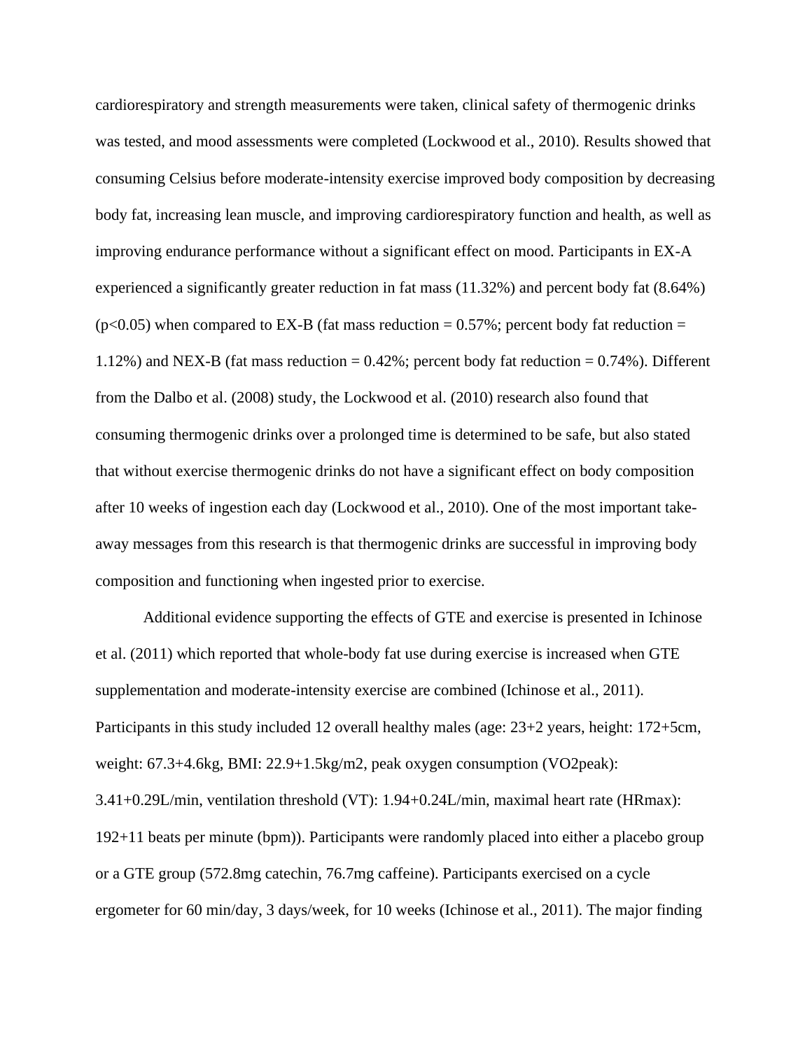cardiorespiratory and strength measurements were taken, clinical safety of thermogenic drinks was tested, and mood assessments were completed (Lockwood et al., 2010). Results showed that consuming Celsius before moderate-intensity exercise improved body composition by decreasing body fat, increasing lean muscle, and improving cardiorespiratory function and health, as well as improving endurance performance without a significant effect on mood. Participants in EX-A experienced a significantly greater reduction in fat mass (11.32%) and percent body fat (8.64%) ($p<0.05$) when compared to EX-B (fat mass reduction = 0.57%; percent body fat reduction = 1.12%) and NEX-B (fat mass reduction = 0.42%; percent body fat reduction = 0.74%). Different from the Dalbo et al. (2008) study, the Lockwood et al. (2010) research also found that consuming thermogenic drinks over a prolonged time is determined to be safe, but also stated that without exercise thermogenic drinks do not have a significant effect on body composition after 10 weeks of ingestion each day (Lockwood et al., 2010). One of the most important take-away messages from this research is that thermogenic drinks are successful in improving body composition and functioning when ingested prior to exercise.

Additional evidence supporting the effects of GTE and exercise is presented in Ichinose et al. (2011) which reported that whole-body fat use during exercise is increased when GTE supplementation and moderate-intensity exercise are combined (Ichinose et al., 2011). Participants in this study included 12 overall healthy males (age: 23+2 years, height: 172+5cm, weight: 67.3+4.6kg, BMI: 22.9+1.5kg/m2, peak oxygen consumption (VO2peak): 3.41+0.29L/min, ventilation threshold (VT): 1.94+0.24L/min, maximal heart rate (HRmax): 192+11 beats per minute (bpm)). Participants were randomly placed into either a placebo group or a GTE group (572.8mg catechin, 76.7mg caffeine). Participants exercised on a cycle ergometer for 60 min/day, 3 days/week, for 10 weeks (Ichinose et al., 2011). The major finding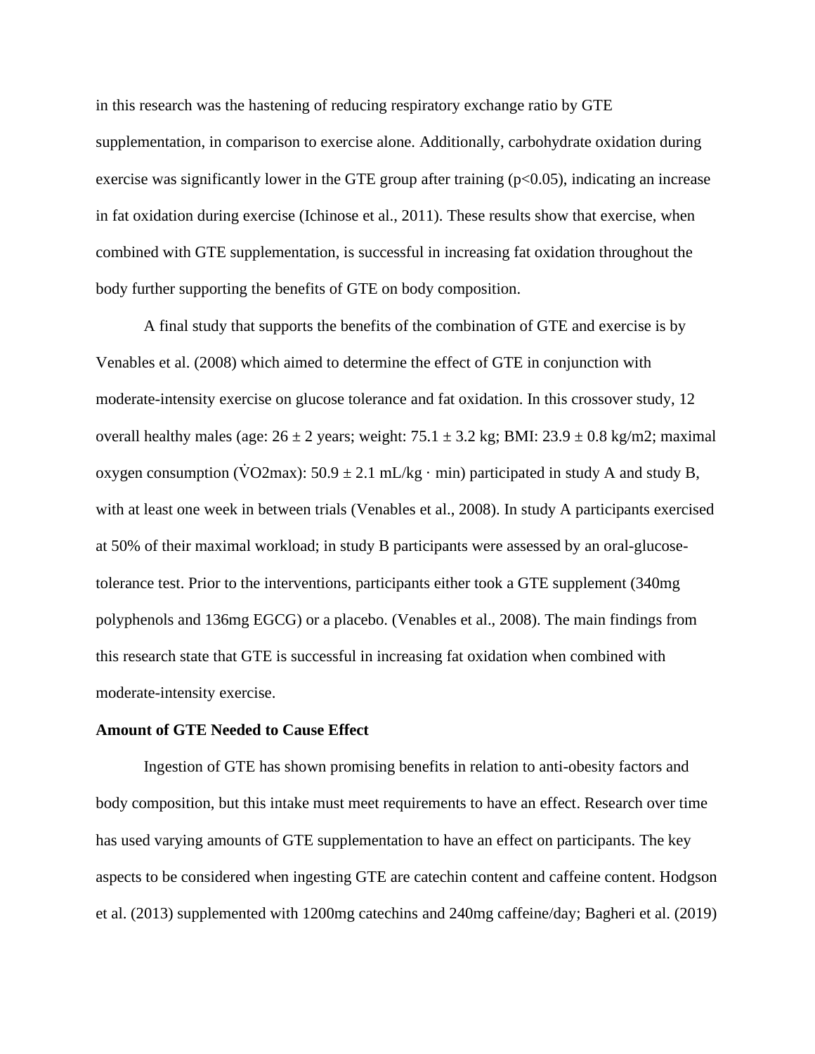in this research was the hastening of reducing respiratory exchange ratio by GTE supplementation, in comparison to exercise alone. Additionally, carbohydrate oxidation during exercise was significantly lower in the GTE group after training ($p<0.05$), indicating an increase in fat oxidation during exercise (Ichinose et al., 2011). These results show that exercise, when combined with GTE supplementation, is successful in increasing fat oxidation throughout the body further supporting the benefits of GTE on body composition.

A final study that supports the benefits of the combination of GTE and exercise is by Venables et al. (2008) which aimed to determine the effect of GTE in conjunction with moderate-intensity exercise on glucose tolerance and fat oxidation. In this crossover study, 12 overall healthy males (age: 26 ± 2 years; weight: 75.1 ± 3.2 kg; BMI: 23.9 ± 0.8 kg/m2; maximal oxygen consumption ($\dot{V}O_2max$): 50.9 ± 2.1 mL/kg · min) participated in study A and study B, with at least one week in between trials (Venables et al., 2008). In study A participants exercised at 50% of their maximal workload; in study B participants were assessed by an oral-glucose-tolerance test. Prior to the interventions, participants either took a GTE supplement (340mg polyphenols and 136mg EGCG) or a placebo. (Venables et al., 2008). The main findings from this research state that GTE is successful in increasing fat oxidation when combined with moderate-intensity exercise.

**Amount of GTE Needed to Cause Effect**

Ingestion of GTE has shown promising benefits in relation to anti-obesity factors and body composition, but this intake must meet requirements to have an effect. Research over time has used varying amounts of GTE supplementation to have an effect on participants. The key aspects to be considered when ingesting GTE are catechin content and caffeine content. Hodgson et al. (2013) supplemented with 1200mg catechins and 240mg caffeine/day; Bagheri et al. (2019)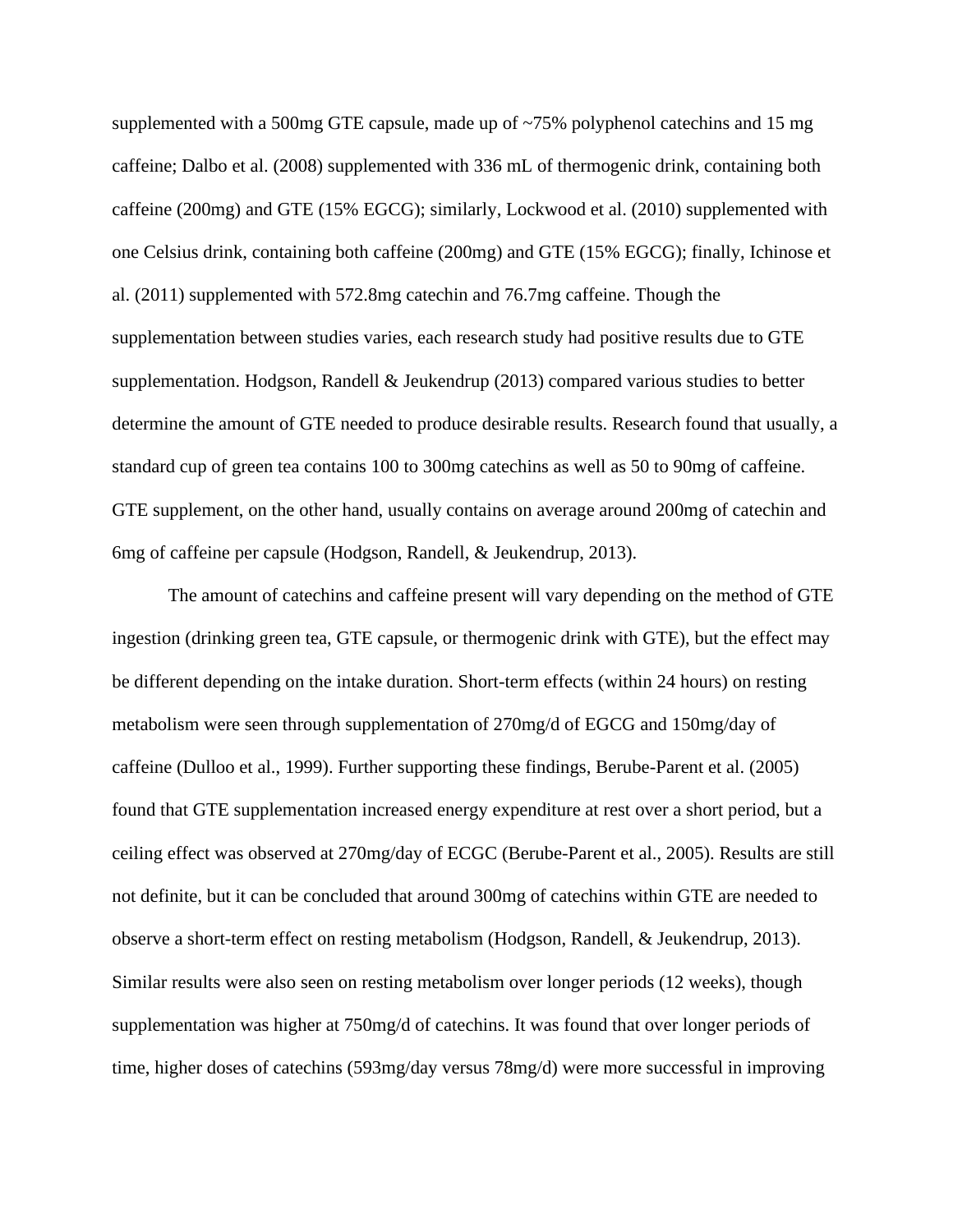supplemented with a 500mg GTE capsule, made up of ~75% polyphenol catechins and 15 mg caffeine; Dalbo et al. (2008) supplemented with 336 mL of thermogenic drink, containing both caffeine (200mg) and GTE (15% EGCG); similarly, Lockwood et al. (2010) supplemented with one Celsius drink, containing both caffeine (200mg) and GTE (15% EGCG); finally, Ichinose et al. (2011) supplemented with 572.8mg catechin and 76.7mg caffeine. Though the supplementation between studies varies, each research study had positive results due to GTE supplementation. Hodgson, Randell & Jeukendrup (2013) compared various studies to better determine the amount of GTE needed to produce desirable results. Research found that usually, a standard cup of green tea contains 100 to 300mg catechins as well as 50 to 90mg of caffeine. GTE supplement, on the other hand, usually contains on average around 200mg of catechin and 6mg of caffeine per capsule (Hodgson, Randell, & Jeukendrup, 2013).

The amount of catechins and caffeine present will vary depending on the method of GTE ingestion (drinking green tea, GTE capsule, or thermogenic drink with GTE), but the effect may be different depending on the intake duration. Short-term effects (within 24 hours) on resting metabolism were seen through supplementation of 270mg/d of EGCG and 150mg/day of caffeine (Dulloo et al., 1999). Further supporting these findings, Berube-Parent et al. (2005) found that GTE supplementation increased energy expenditure at rest over a short period, but a ceiling effect was observed at 270mg/day of ECGC (Berube-Parent et al., 2005). Results are still not definite, but it can be concluded that around 300mg of catechins within GTE are needed to observe a short-term effect on resting metabolism (Hodgson, Randell, & Jeukendrup, 2013). Similar results were also seen on resting metabolism over longer periods (12 weeks), though supplementation was higher at 750mg/d of catechins. It was found that over longer periods of time, higher doses of catechins (593mg/day versus 78mg/d) were more successful in improving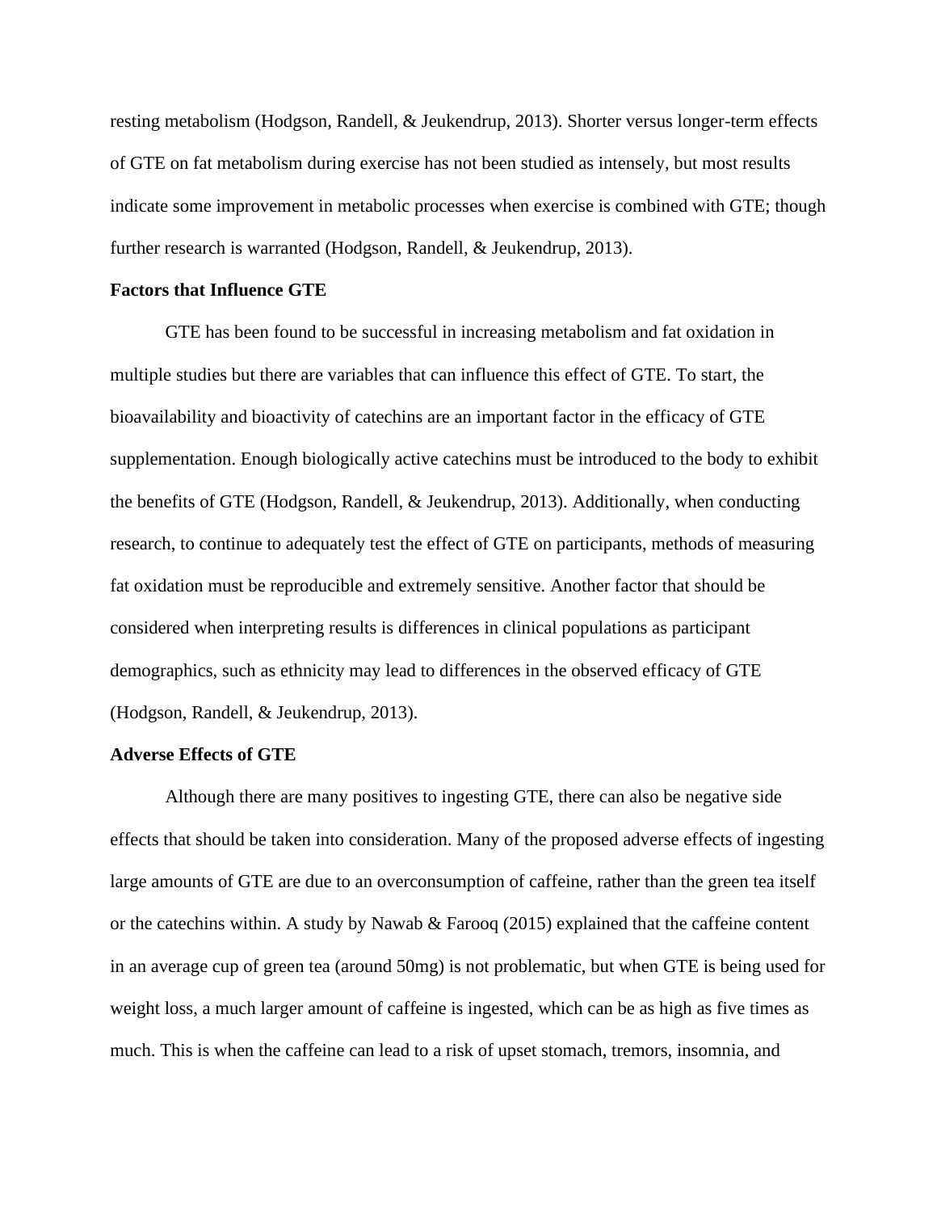resting metabolism (Hodgson, Randell, & Jeukendrup, 2013). Shorter versus longer-term effects of GTE on fat metabolism during exercise has not been studied as intensely, but most results indicate some improvement in metabolic processes when exercise is combined with GTE; though further research is warranted (Hodgson, Randell, & Jeukendrup, 2013).

**Factors that Influence GTE**

GTE has been found to be successful in increasing metabolism and fat oxidation in multiple studies but there are variables that can influence this effect of GTE. To start, the bioavailability and bioactivity of catechins are an important factor in the efficacy of GTE supplementation. Enough biologically active catechins must be introduced to the body to exhibit the benefits of GTE (Hodgson, Randell, & Jeukendrup, 2013). Additionally, when conducting research, to continue to adequately test the effect of GTE on participants, methods of measuring fat oxidation must be reproducible and extremely sensitive. Another factor that should be considered when interpreting results is differences in clinical populations as participant demographics, such as ethnicity may lead to differences in the observed efficacy of GTE (Hodgson, Randell, & Jeukendrup, 2013).

**Adverse Effects of GTE**

Although there are many positives to ingesting GTE, there can also be negative side effects that should be taken into consideration. Many of the proposed adverse effects of ingesting large amounts of GTE are due to an overconsumption of caffeine, rather than the green tea itself or the catechins within. A study by Nawab & Farooq (2015) explained that the caffeine content in an average cup of green tea (around 50mg) is not problematic, but when GTE is being used for weight loss, a much larger amount of caffeine is ingested, which can be as high as five times as much. This is when the caffeine can lead to a risk of upset stomach, tremors, insomnia, and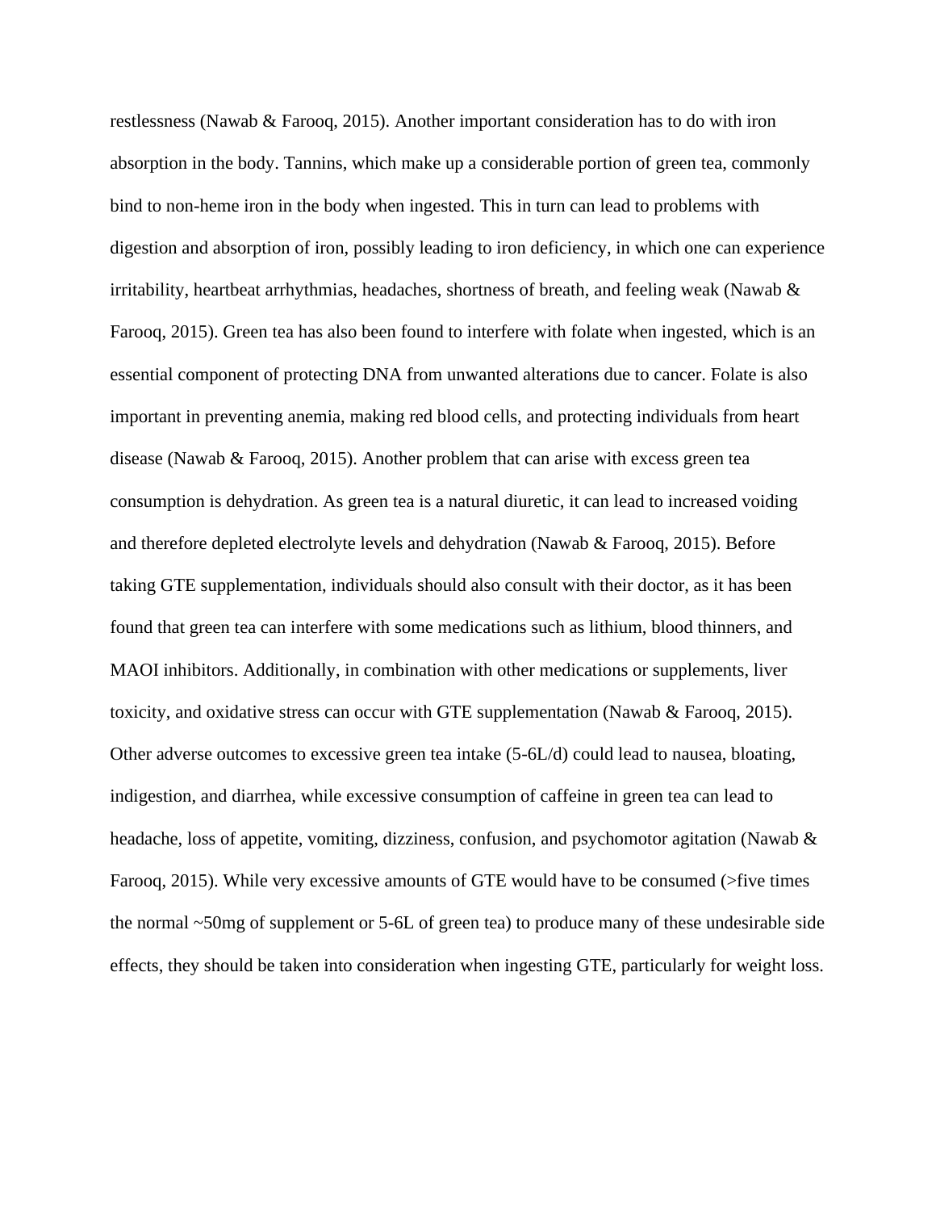restlessness (Nawab & Farooq, 2015). Another important consideration has to do with iron absorption in the body. Tannins, which make up a considerable portion of green tea, commonly bind to non-heme iron in the body when ingested. This in turn can lead to problems with digestion and absorption of iron, possibly leading to iron deficiency, in which one can experience irritability, heartbeat arrhythmias, headaches, shortness of breath, and feeling weak (Nawab & Farooq, 2015). Green tea has also been found to interfere with folate when ingested, which is an essential component of protecting DNA from unwanted alterations due to cancer. Folate is also important in preventing anemia, making red blood cells, and protecting individuals from heart disease (Nawab & Farooq, 2015). Another problem that can arise with excess green tea consumption is dehydration. As green tea is a natural diuretic, it can lead to increased voiding and therefore depleted electrolyte levels and dehydration (Nawab & Farooq, 2015). Before taking GTE supplementation, individuals should also consult with their doctor, as it has been found that green tea can interfere with some medications such as lithium, blood thinners, and MAOI inhibitors. Additionally, in combination with other medications or supplements, liver toxicity, and oxidative stress can occur with GTE supplementation (Nawab & Farooq, 2015). Other adverse outcomes to excessive green tea intake (5-6L/d) could lead to nausea, bloating, indigestion, and diarrhea, while excessive consumption of caffeine in green tea can lead to headache, loss of appetite, vomiting, dizziness, confusion, and psychomotor agitation (Nawab & Farooq, 2015). While very excessive amounts of GTE would have to be consumed (>five times the normal ~50mg of supplement or 5-6L of green tea) to produce many of these undesirable side effects, they should be taken into consideration when ingesting GTE, particularly for weight loss.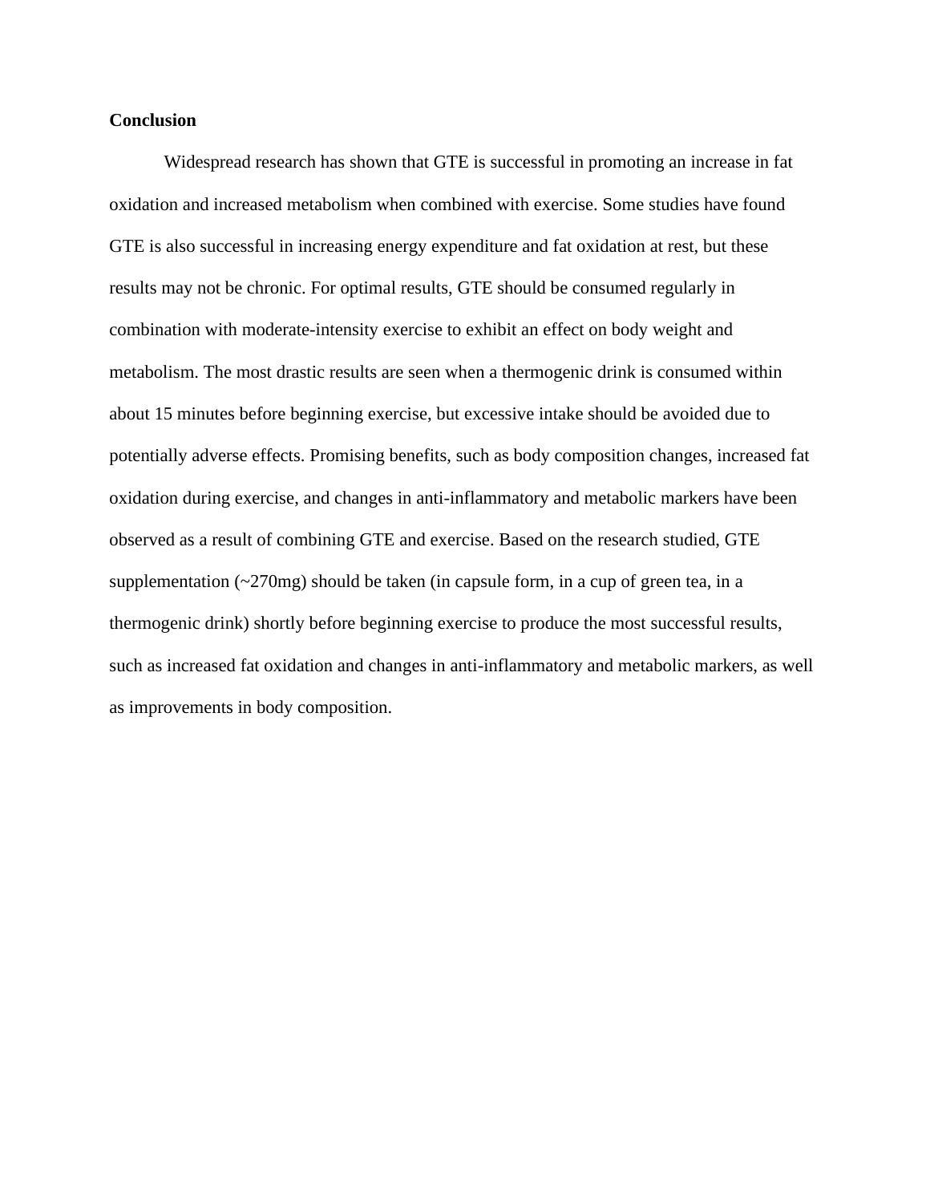**Conclusion**

Widespread research has shown that GTE is successful in promoting an increase in fat oxidation and increased metabolism when combined with exercise. Some studies have found GTE is also successful in increasing energy expenditure and fat oxidation at rest, but these results may not be chronic. For optimal results, GTE should be consumed regularly in combination with moderate-intensity exercise to exhibit an effect on body weight and metabolism. The most drastic results are seen when a thermogenic drink is consumed within about 15 minutes before beginning exercise, but excessive intake should be avoided due to potentially adverse effects. Promising benefits, such as body composition changes, increased fat oxidation during exercise, and changes in anti-inflammatory and metabolic markers have been observed as a result of combining GTE and exercise. Based on the research studied, GTE supplementation (~270mg) should be taken (in capsule form, in a cup of green tea, in a thermogenic drink) shortly before beginning exercise to produce the most successful results, such as increased fat oxidation and changes in anti-inflammatory and metabolic markers, as well as improvements in body composition.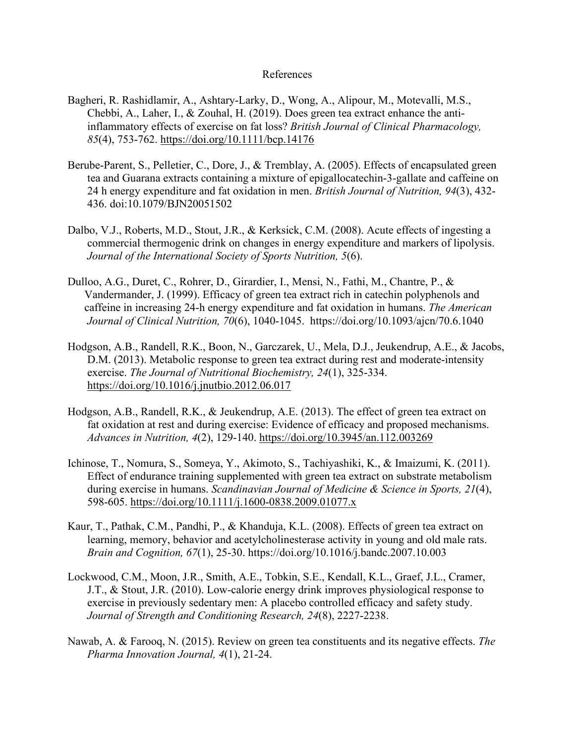# References

Bagheri, R. Rashidlamir, A., Ashtary-Larky, D., Wong, A., Alipour, M., Motevalli, M.S., Chebbi, A., Laher, I., & Zouhal, H. (2019). Does green tea extract enhance the anti-inflammatory effects of exercise on fat loss? *British Journal of Clinical Pharmacology, 85*(4), 753-762. https://doi.org/10.1111/bcp.14176

Berube-Parent, S., Pelletier, C., Dore, J., & Tremblay, A. (2005). Effects of encapsulated green tea and Guarana extracts containing a mixture of epigallocatechin-3-gallate and caffeine on 24 h energy expenditure and fat oxidation in men. *British Journal of Nutrition, 94*(3), 432-436. doi:10.1079/BJN20051502

Dalbo, V.J., Roberts, M.D., Stout, J.R., & Kerksick, C.M. (2008). Acute effects of ingesting a commercial thermogenic drink on changes in energy expenditure and markers of lipolysis. *Journal of the International Society of Sports Nutrition, 5*(6).

Dulloo, A.G., Duret, C., Rohrer, D., Girardier, I., Mensi, N., Fathi, M., Chantre, P., & Vandermander, J. (1999). Efficacy of green tea extract rich in catechin polyphenols and caffeine in increasing 24-h energy expenditure and fat oxidation in humans. *The American Journal of Clinical Nutrition, 70*(6), 1040-1045. https://doi.org/10.1093/ajcn/70.6.1040

Hodgson, A.B., Randell, R.K., Boon, N., Garczarek, U., Mela, D.J., Jeukendrup, A.E., & Jacobs, D.M. (2013). Metabolic response to green tea extract during rest and moderate-intensity exercise. *The Journal of Nutritional Biochemistry, 24*(1), 325-334. https://doi.org/10.1016/j.jnutbio.2012.06.017

Hodgson, A.B., Randell, R.K., & Jeukendrup, A.E. (2013). The effect of green tea extract on fat oxidation at rest and during exercise: Evidence of efficacy and proposed mechanisms. *Advances in Nutrition, 4*(2), 129-140. https://doi.org/10.3945/an.112.003269

Ichinose, T., Nomura, S., Someya, Y., Akimoto, S., Tachiyashiki, K., & Imaizumi, K. (2011). Effect of endurance training supplemented with green tea extract on substrate metabolism during exercise in humans. *Scandinavian Journal of Medicine & Science in Sports, 21*(4), 598-605. https://doi.org/10.1111/j.1600-0838.2009.01077.x

Kaur, T., Pathak, C.M., Pandhi, P., & Khanduja, K.L. (2008). Effects of green tea extract on learning, memory, behavior and acetylcholinesterase activity in young and old male rats. *Brain and Cognition, 67*(1), 25-30. https://doi.org/10.1016/j.bandc.2007.10.003

Lockwood, C.M., Moon, J.R., Smith, A.E., Tobkin, S.E., Kendall, K.L., Graef, J.L., Cramer, J.T., & Stout, J.R. (2010). Low-calorie energy drink improves physiological response to exercise in previously sedentary men: A placebo controlled efficacy and safety study. *Journal of Strength and Conditioning Research, 24*(8), 2227-2238.

Nawab, A. & Farooq, N. (2015). Review on green tea constituents and its negative effects. *The Pharma Innovation Journal, 4*(1), 21-24.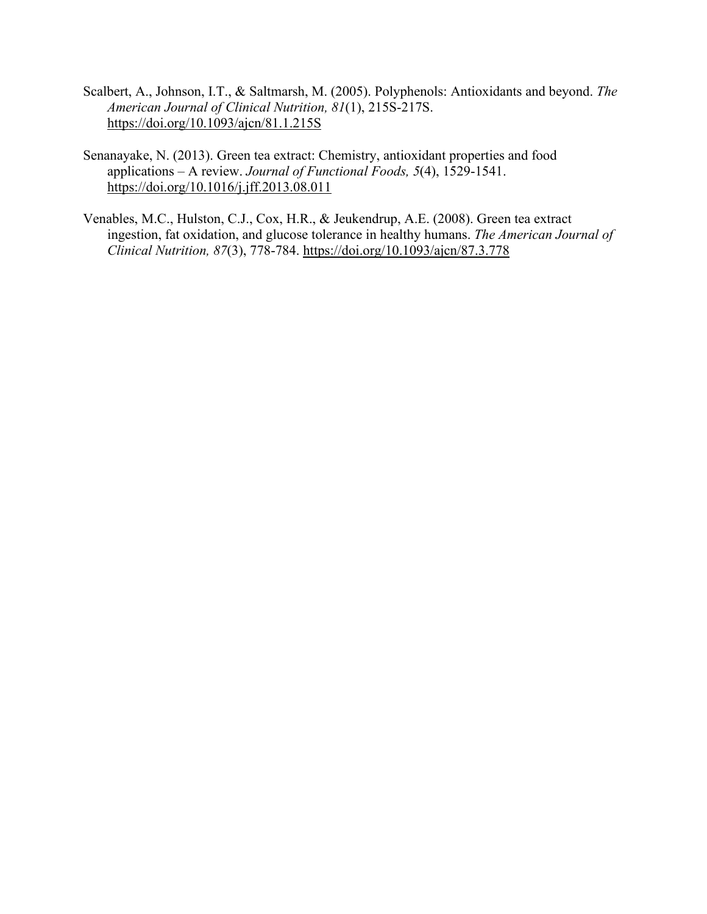Scalbert, A., Johnson, I.T., & Saltmarsh, M. (2005). Polyphenols: Antioxidants and beyond. *The American Journal of Clinical Nutrition, 81*(1), 215S-217S. https://doi.org/10.1093/ajcn/81.1.215S

Senanayake, N. (2013). Green tea extract: Chemistry, antioxidant properties and food applications – A review. *Journal of Functional Foods, 5*(4), 1529-1541. https://doi.org/10.1016/j.jff.2013.08.011

Venables, M.C., Hulston, C.J., Cox, H.R., & Jeukendrup, A.E. (2008). Green tea extract ingestion, fat oxidation, and glucose tolerance in healthy humans. *The American Journal of Clinical Nutrition, 87*(3), 778-784. https://doi.org/10.1093/ajcn/87.3.778